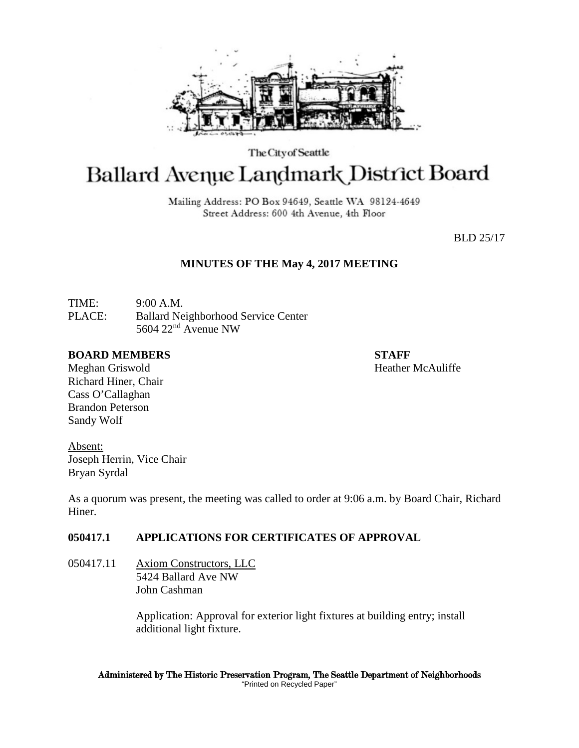The City of Seattle

# Ballard Avenue Landmark District Board

Mailing Address: PO Box 94649, Seattle WA 98124-4649
Street Address: 600 4th Avenue, 4th Floor

BLD 25/17

## MINUTES OF THE May 4, 2017 MEETING

TIME: 9:00 A.M.
PLACE: Ballard Neighborhood Service Center
5604 22nd Avenue NW

**BOARD MEMBERS**
Meghan Griswold
Richard Hiner, Chair
Cass O'Callaghan
Brandon Peterson
Sandy Wolf

**STAFF**
Heather McAuliffe

Absent:
Joseph Herrin, Vice Chair
Bryan Syrdal

As a quorum was present, the meeting was called to order at 9:06 a.m. by Board Chair, Richard Hiner.

### 050417.1 APPLICATIONS FOR CERTIFICATES OF APPROVAL

050417.11 Axiom Constructors, LLC
5424 Ballard Ave NW
John Cashman

Application: Approval for exterior light fixtures at building entry; install additional light fixture.

Administered by The Historic Preservation Program, The Seattle Department of Neighborhoods
"Printed on Recycled Paper"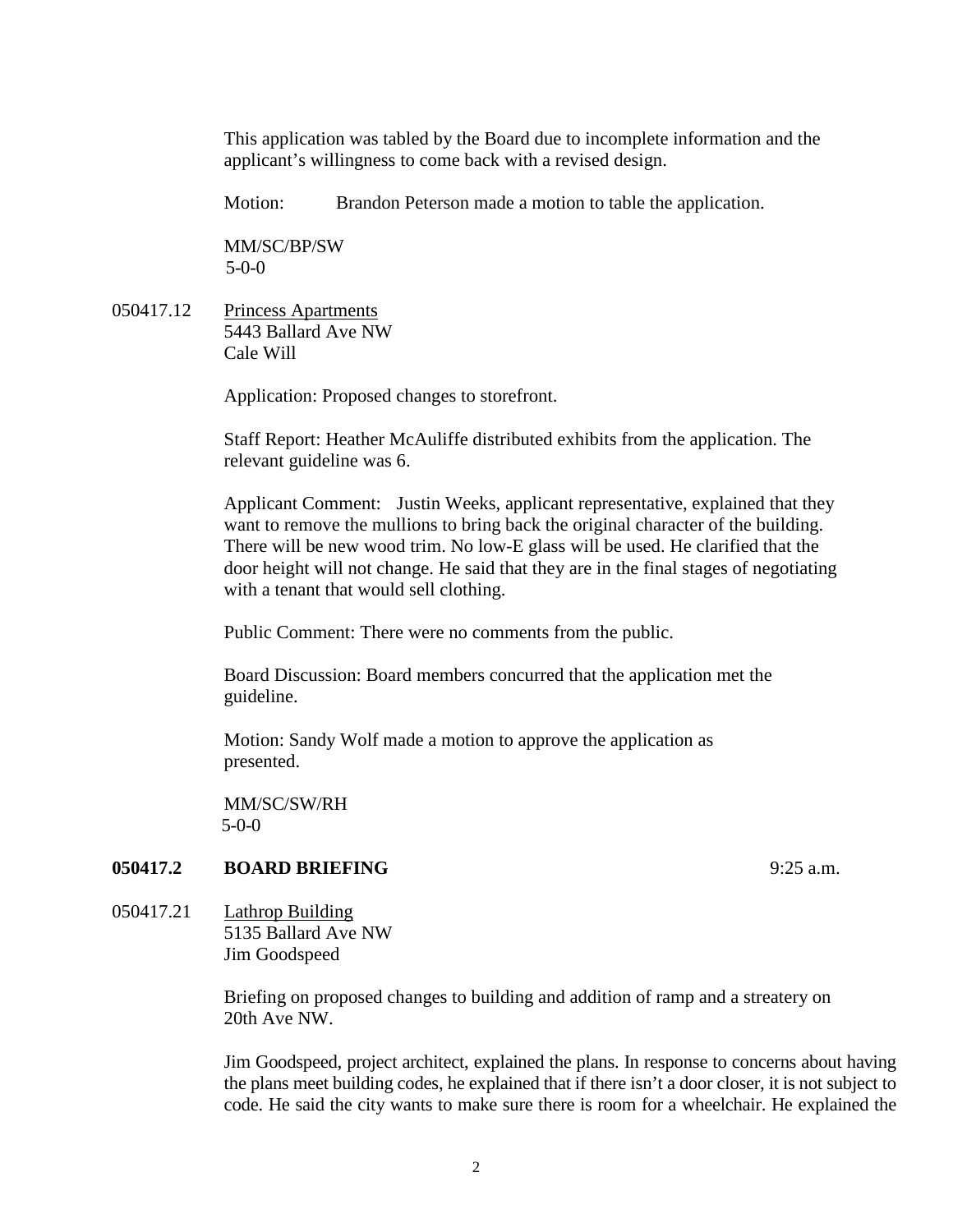This application was tabled by the Board due to incomplete information and the applicant's willingness to come back with a revised design.

Motion: Brandon Peterson made a motion to table the application.

MM/SC/BP/SW
5-0-0

050417.12 Princess Apartments
5443 Ballard Ave NW
Cale Will

Application: Proposed changes to storefront.

Staff Report: Heather McAuliffe distributed exhibits from the application. The relevant guideline was 6.

Applicant Comment: Justin Weeks, applicant representative, explained that they want to remove the mullions to bring back the original character of the building. There will be new wood trim. No low-E glass will be used. He clarified that the door height will not change. He said that they are in the final stages of negotiating with a tenant that would sell clothing.

Public Comment: There were no comments from the public.

Board Discussion: Board members concurred that the application met the guideline.

Motion: Sandy Wolf made a motion to approve the application as presented.

MM/SC/SW/RH
5-0-0

**050417.2 BOARD BRIEFING** 9:25 a.m.

050417.21 Lathrop Building
5135 Ballard Ave NW
Jim Goodspeed

Briefing on proposed changes to building and addition of ramp and a streatery on 20th Ave NW.

Jim Goodspeed, project architect, explained the plans. In response to concerns about having the plans meet building codes, he explained that if there isn't a door closer, it is not subject to code. He said the city wants to make sure there is room for a wheelchair. He explained the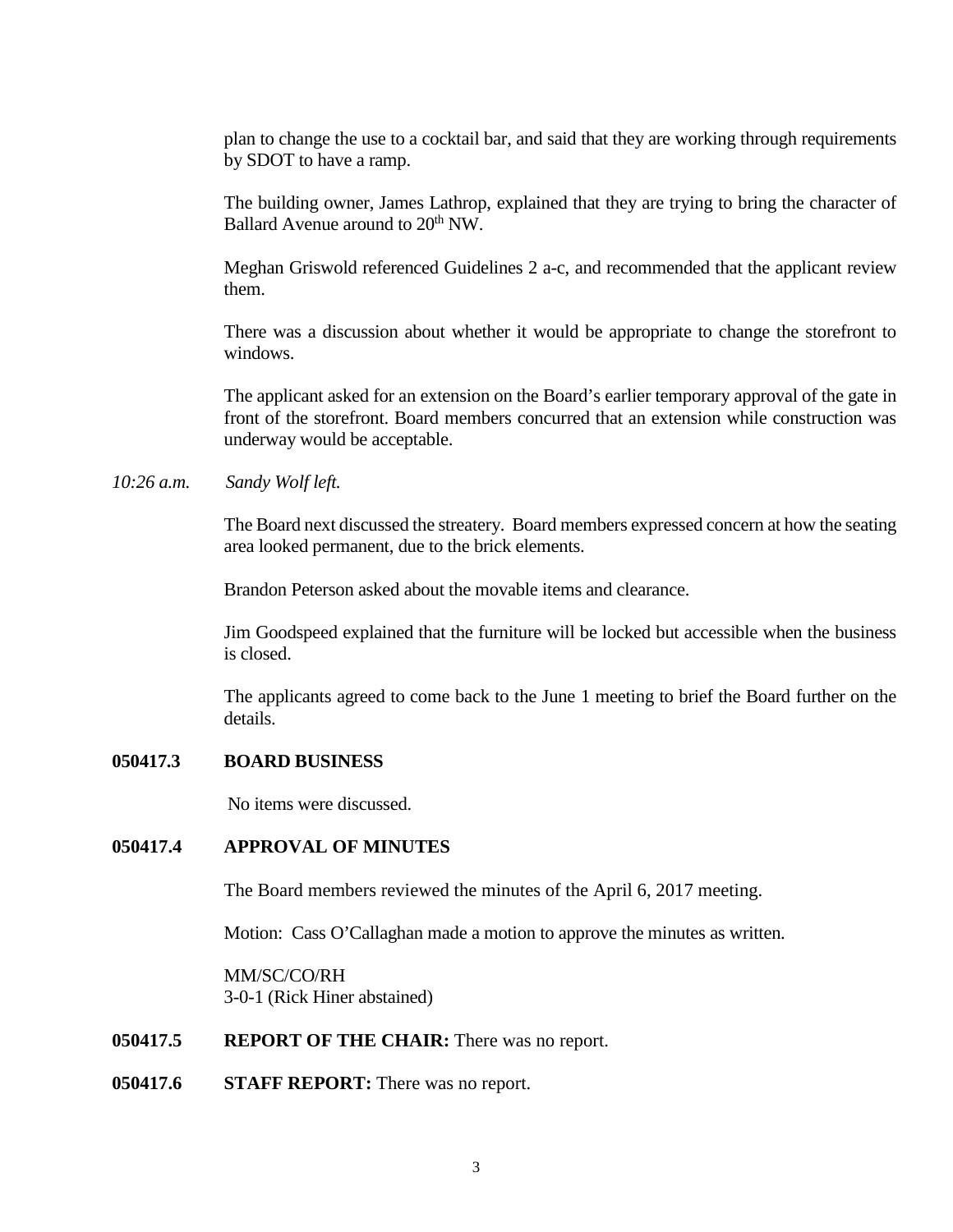plan to change the use to a cocktail bar, and said that they are working through requirements by SDOT to have a ramp.

The building owner, James Lathrop, explained that they are trying to bring the character of Ballard Avenue around to 20th NW.

Meghan Griswold referenced Guidelines 2 a-c, and recommended that the applicant review them.

There was a discussion about whether it would be appropriate to change the storefront to windows.

The applicant asked for an extension on the Board's earlier temporary approval of the gate in front of the storefront. Board members concurred that an extension while construction was underway would be acceptable.

*10:26 a.m. Sandy Wolf left.*

The Board next discussed the streatery. Board members expressed concern at how the seating area looked permanent, due to the brick elements.

Brandon Peterson asked about the movable items and clearance.

Jim Goodspeed explained that the furniture will be locked but accessible when the business is closed.

The applicants agreed to come back to the June 1 meeting to brief the Board further on the details.

**050417.3 BOARD BUSINESS**

No items were discussed.

**050417.4 APPROVAL OF MINUTES**

The Board members reviewed the minutes of the April 6, 2017 meeting.

Motion: Cass O'Callaghan made a motion to approve the minutes as written.

MM/SC/CO/RH
3-0-1 (Rick Hiner abstained)

**050417.5 REPORT OF THE CHAIR:** There was no report.

**050417.6 STAFF REPORT:** There was no report.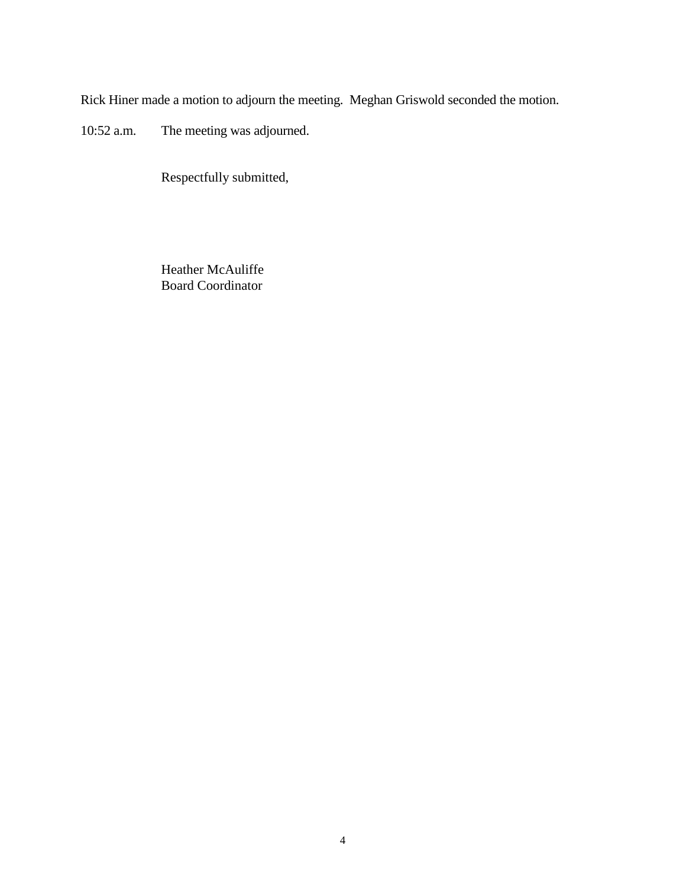Rick Hiner made a motion to adjourn the meeting. Meghan Griswold seconded the motion.

10:52 a.m. The meeting was adjourned.

Respectfully submitted,

Heather McAuliffe
Board Coordinator